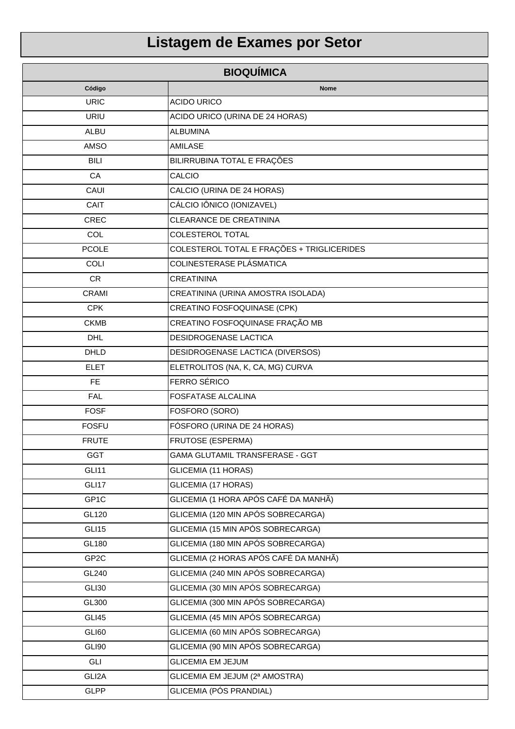# Listagem de Exames por Setor

## BIOQUÍMICA

| Código | Nome |
|---|---|
| URIC | ACIDO URICO |
| URIU | ACIDO URICO (URINA DE 24 HORAS) |
| ALBU | ALBUMINA |
| AMSO | AMILASE |
| BILI | BILIRRUBINA TOTAL E FRAÇÕES |
| CA | CALCIO |
| CAUI | CALCIO (URINA DE 24 HORAS) |
| CAIT | CÁLCIO IÔNICO (IONIZAVEL) |
| CREC | CLEARANCE DE CREATININA |
| COL | COLESTEROL TOTAL |
| PCOLE | COLESTEROL TOTAL E FRAÇÕES + TRIGLICERIDES |
| COLI | COLINESTERASE PLÁSMATICA |
| CR | CREATININA |
| CRAMI | CREATININA (URINA AMOSTRA ISOLADA) |
| CPK | CREATINO FOSFOQUINASE (CPK) |
| CKMB | CREATINO FOSFOQUINASE FRAÇÃO MB |
| DHL | DESIDROGENASE LACTICA |
| DHLD | DESIDROGENASE LACTICA (DIVERSOS) |
| ELET | ELETROLITOS (NA, K, CA, MG) CURVA |
| FE | FERRO SÉRICO |
| FAL | FOSFATASE ALCALINA |
| FOSF | FOSFORO (SORO) |
| FOSFU | FÓSFORO (URINA DE 24 HORAS) |
| FRUTE | FRUTOSE (ESPERMA) |
| GGT | GAMA GLUTAMIL TRANSFERASE - GGT |
| GLI11 | GLICEMIA (11 HORAS) |
| GLI17 | GLICEMIA (17 HORAS) |
| GP1C | GLICEMIA (1 HORA APÓS CAFÉ DA MANHÃ) |
| GL120 | GLICEMIA (120 MIN APÓS SOBRECARGA) |
| GLI15 | GLICEMIA (15 MIN APÓS SOBRECARGA) |
| GL180 | GLICEMIA (180 MIN APÓS SOBRECARGA) |
| GP2C | GLICEMIA (2 HORAS APÓS CAFÉ DA MANHÃ) |
| GL240 | GLICEMIA (240 MIN APÓS SOBRECARGA) |
| GLI30 | GLICEMIA (30 MIN APÓS SOBRECARGA) |
| GL300 | GLICEMIA (300 MIN APÓS SOBRECARGA) |
| GLI45 | GLICEMIA (45 MIN APÓS SOBRECARGA) |
| GLI60 | GLICEMIA (60 MIN APÓS SOBRECARGA) |
| GLI90 | GLICEMIA (90 MIN APÓS SOBRECARGA) |
| GLI | GLICEMIA EM JEJUM |
| GLI2A | GLICEMIA EM JEJUM (2ª AMOSTRA) |
| GLPP | GLICEMIA (PÓS PRANDIAL) |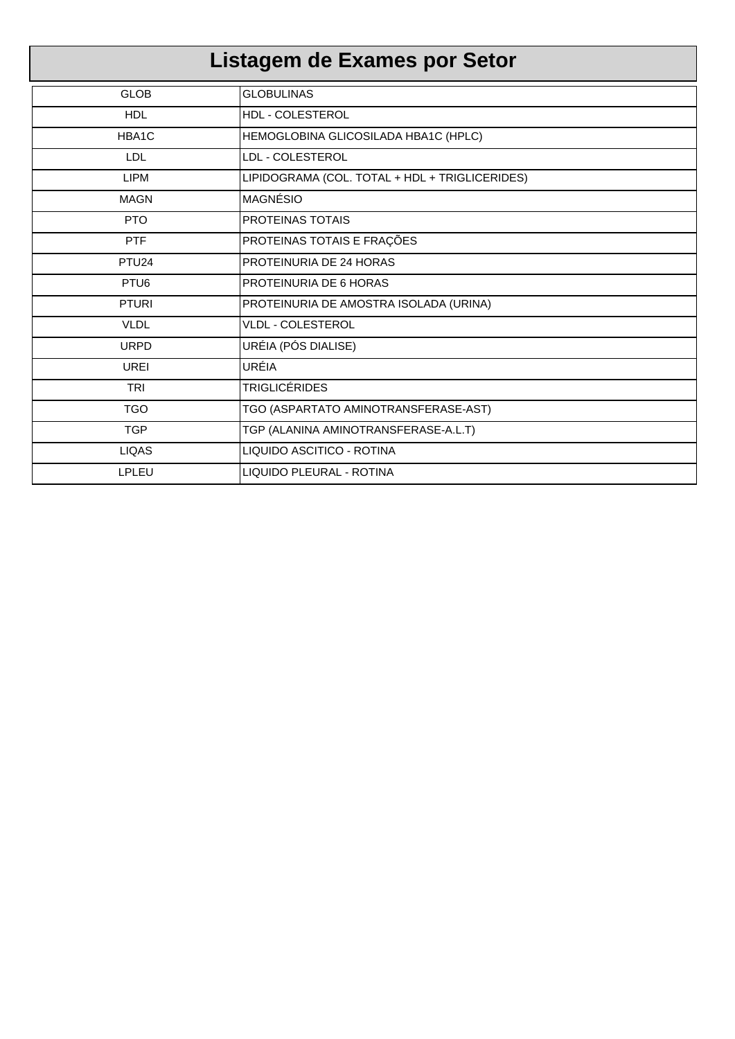# Listagem de Exames por Setor

| | |
|---|---|
| GLOB | GLOBULINAS |
| HDL | HDL - COLESTEROL |
| HBA1C | HEMOGLOBINA GLICOSILADA HBA1C (HPLC) |
| LDL | LDL - COLESTEROL |
| LIPM | LIPIDOGRAMA (COL. TOTAL + HDL + TRIGLICERIDES) |
| MAGN | MAGNÉSIO |
| PTO | PROTEINAS TOTAIS |
| PTF | PROTEINAS TOTAIS E FRAÇÕES |
| PTU24 | PROTEINURIA DE 24 HORAS |
| PTU6 | PROTEINURIA DE 6 HORAS |
| PTURI | PROTEINURIA DE AMOSTRA ISOLADA (URINA) |
| VLDL | VLDL - COLESTEROL |
| URPD | URÉIA (PÓS DIALISE) |
| UREI | URÉIA |
| TRI | TRIGLICÉRIDES |
| TGO | TGO (ASPARTATO AMINOTRANSFERASE-AST) |
| TGP | TGP (ALANINA AMINOTRANSFERASE-A.L.T) |
| LIQAS | LIQUIDO ASCITICO - ROTINA |
| LPLEU | LIQUIDO PLEURAL - ROTINA |